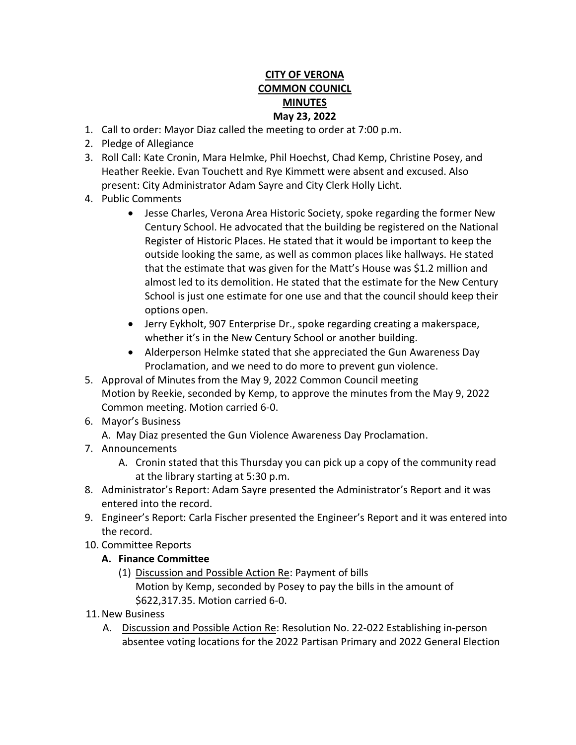**CITY OF VERONA**
**COMMON COUNICL**
**MINUTES**
**May 23, 2022**

1. Call to order: Mayor Diaz called the meeting to order at 7:00 p.m.
2. Pledge of Allegiance
3. Roll Call: Kate Cronin, Mara Helmke, Phil Hoechst, Chad Kemp, Christine Posey, and Heather Reekie. Evan Touchett and Rye Kimmett were absent and excused. Also present: City Administrator Adam Sayre and City Clerk Holly Licht.
4. Public Comments
   - Jesse Charles, Verona Area Historic Society, spoke regarding the former New Century School. He advocated that the building be registered on the National Register of Historic Places. He stated that it would be important to keep the outside looking the same, as well as common places like hallways. He stated that the estimate that was given for the Matt's House was $1.2 million and almost led to its demolition. He stated that the estimate for the New Century School is just one estimate for one use and that the council should keep their options open.
   - Jerry Eykholt, 907 Enterprise Dr., spoke regarding creating a makerspace, whether it's in the New Century School or another building.
   - Alderperson Helmke stated that she appreciated the Gun Awareness Day Proclamation, and we need to do more to prevent gun violence.
5. Approval of Minutes from the May 9, 2022 Common Council meeting
   Motion by Reekie, seconded by Kemp, to approve the minutes from the May 9, 2022 Common meeting. Motion carried 6-0.
6. Mayor's Business
   A. May Diaz presented the Gun Violence Awareness Day Proclamation.
7. Announcements
   A. Cronin stated that this Thursday you can pick up a copy of the community read at the library starting at 5:30 p.m.
8. Administrator's Report: Adam Sayre presented the Administrator's Report and it was entered into the record.
9. Engineer's Report: Carla Fischer presented the Engineer's Report and it was entered into the record.
10. Committee Reports
    **A. Finance Committee**
    (1) Discussion and Possible Action Re: Payment of bills
    Motion by Kemp, seconded by Posey to pay the bills in the amount of $622,317.35. Motion carried 6-0.
11. New Business
    A. Discussion and Possible Action Re: Resolution No. 22-022 Establishing in-person absentee voting locations for the 2022 Partisan Primary and 2022 General Election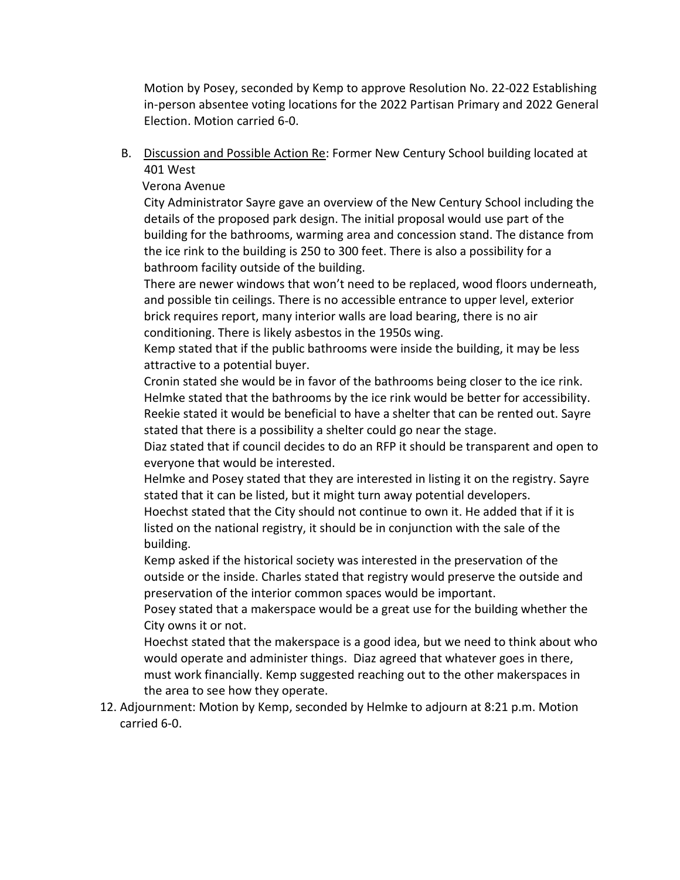Motion by Posey, seconded by Kemp to approve Resolution No. 22-022 Establishing in-person absentee voting locations for the 2022 Partisan Primary and 2022 General Election. Motion carried 6-0.

B. Discussion and Possible Action Re: Former New Century School building located at 401 West Verona Avenue

City Administrator Sayre gave an overview of the New Century School including the details of the proposed park design. The initial proposal would use part of the building for the bathrooms, warming area and concession stand. The distance from the ice rink to the building is 250 to 300 feet. There is also a possibility for a bathroom facility outside of the building.

There are newer windows that won't need to be replaced, wood floors underneath, and possible tin ceilings. There is no accessible entrance to upper level, exterior brick requires report, many interior walls are load bearing, there is no air conditioning. There is likely asbestos in the 1950s wing.

Kemp stated that if the public bathrooms were inside the building, it may be less attractive to a potential buyer.

Cronin stated she would be in favor of the bathrooms being closer to the ice rink. Helmke stated that the bathrooms by the ice rink would be better for accessibility. Reekie stated it would be beneficial to have a shelter that can be rented out. Sayre stated that there is a possibility a shelter could go near the stage.

Diaz stated that if council decides to do an RFP it should be transparent and open to everyone that would be interested.

Helmke and Posey stated that they are interested in listing it on the registry. Sayre stated that it can be listed, but it might turn away potential developers.

Hoechst stated that the City should not continue to own it. He added that if it is listed on the national registry, it should be in conjunction with the sale of the building.

Kemp asked if the historical society was interested in the preservation of the outside or the inside. Charles stated that registry would preserve the outside and preservation of the interior common spaces would be important.

Posey stated that a makerspace would be a great use for the building whether the City owns it or not.

Hoechst stated that the makerspace is a good idea, but we need to think about who would operate and administer things. Diaz agreed that whatever goes in there, must work financially. Kemp suggested reaching out to the other makerspaces in the area to see how they operate.

12. Adjournment: Motion by Kemp, seconded by Helmke to adjourn at 8:21 p.m. Motion carried 6-0.